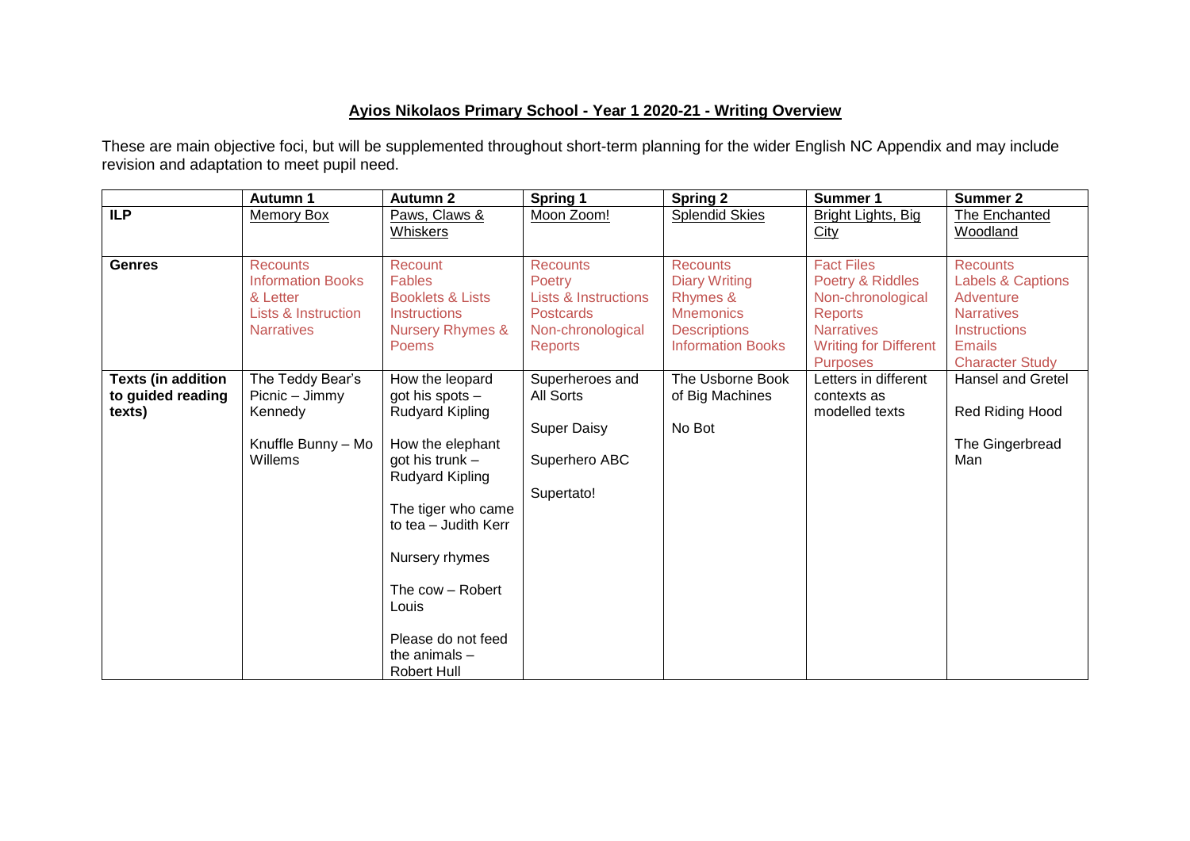## Ayios Nikolaos Primary School - Year 1 2020-21 - Writing Overview

These are main objective foci, but will be supplemented throughout short-term planning for the wider English NC Appendix and may include revision and adaptation to meet pupil need.

| | Autumn 1 | Autumn 2 | Spring 1 | Spring 2 | Summer 1 | Summer 2 |
|---|---|---|---|---|---|---|
| **ILP** | Memory Box | Paws, Claws & Whiskers | Moon Zoom! | Splendid Skies | Bright Lights, Big City | The Enchanted Woodland |
| **Genres** | Recounts<br>Information Books & Letter<br>Lists & Instruction<br>Narratives | Recount<br>Fables<br>Booklets & Lists<br>Instructions<br>Nursery Rhymes & Poems | Recounts<br>Poetry<br>Lists & Instructions<br>Postcards<br>Non-chronological Reports | Recounts<br>Diary Writing<br>Rhymes & Mnemonics<br>Descriptions<br>Information Books | Fact Files<br>Poetry & Riddles<br>Non-chronological Reports<br>Narratives<br>Writing for Different Purposes | Recounts<br>Labels & Captions<br>Adventure Narratives<br>Instructions<br>Emails<br>Character Study |
| **Texts (in addition to guided reading texts)** | The Teddy Bear's Picnic – Jimmy Kennedy<br><br>Knuffle Bunny – Mo Willems | How the leopard got his spots – Rudyard Kipling<br><br>How the elephant got his trunk – Rudyard Kipling<br><br>The tiger who came to tea – Judith Kerr<br><br>Nursery rhymes<br><br>The cow – Robert Louis<br><br>Please do not feed the animals – Robert Hull | Superheroes and All Sorts<br><br>Super Daisy<br><br>Superhero ABC<br><br>Supertato! | The Usborne Book of Big Machines<br><br>No Bot | Letters in different contexts as modelled texts | Hansel and Gretel<br><br>Red Riding Hood<br><br>The Gingerbread Man |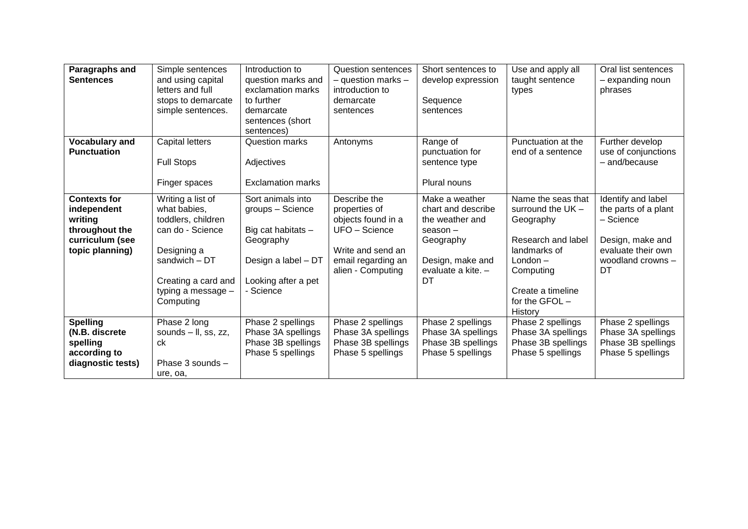| | | | | | | |
|---|---|---|---|---|---|---|
| **Paragraphs and Sentences** | Simple sentences and using capital letters and full stops to demarcate simple sentences. | Introduction to question marks and exclamation marks to further demarcate sentences (short sentences) | Question sentences – question marks – introduction to demarcate sentences | Short sentences to develop expression<br><br>Sequence sentences | Use and apply all taught sentence types | Oral list sentences – expanding noun phrases |
| **Vocabulary and Punctuation** | Capital letters<br><br>Full Stops<br><br>Finger spaces | Question marks<br><br>Adjectives<br><br>Exclamation marks | Antonyms | Range of punctuation for sentence type<br><br>Plural nouns | Punctuation at the end of a sentence | Further develop use of conjunctions – and/because |
| **Contexts for independent writing throughout the curriculum (see topic planning)** | Writing a list of what babies, toddlers, children can do - Science<br><br>Designing a sandwich – DT<br><br>Creating a card and typing a message – Computing | Sort animals into groups – Science<br><br>Big cat habitats – Geography<br><br>Design a label – DT<br><br>Looking after a pet - Science | Describe the properties of objects found in a UFO – Science<br><br>Write and send an email regarding an alien - Computing | Make a weather chart and describe the weather and season – Geography<br><br>Design, make and evaluate a kite. – DT | Name the seas that surround the UK – Geography<br><br>Research and label landmarks of London – Computing<br><br>Create a timeline for the GFOL – History | Identify and label the parts of a plant – Science<br><br>Design, make and evaluate their own woodland crowns – DT |
| **Spelling (N.B. discrete spelling according to diagnostic tests)** | Phase 2 long sounds – ll, ss, zz, ck<br><br>Phase 3 sounds – ure, oa, | Phase 2 spellings<br>Phase 3A spellings<br>Phase 3B spellings<br>Phase 5 spellings | Phase 2 spellings<br>Phase 3A spellings<br>Phase 3B spellings<br>Phase 5 spellings | Phase 2 spellings<br>Phase 3A spellings<br>Phase 3B spellings<br>Phase 5 spellings | Phase 2 spellings<br>Phase 3A spellings<br>Phase 3B spellings<br>Phase 5 spellings | Phase 2 spellings<br>Phase 3A spellings<br>Phase 3B spellings<br>Phase 5 spellings |